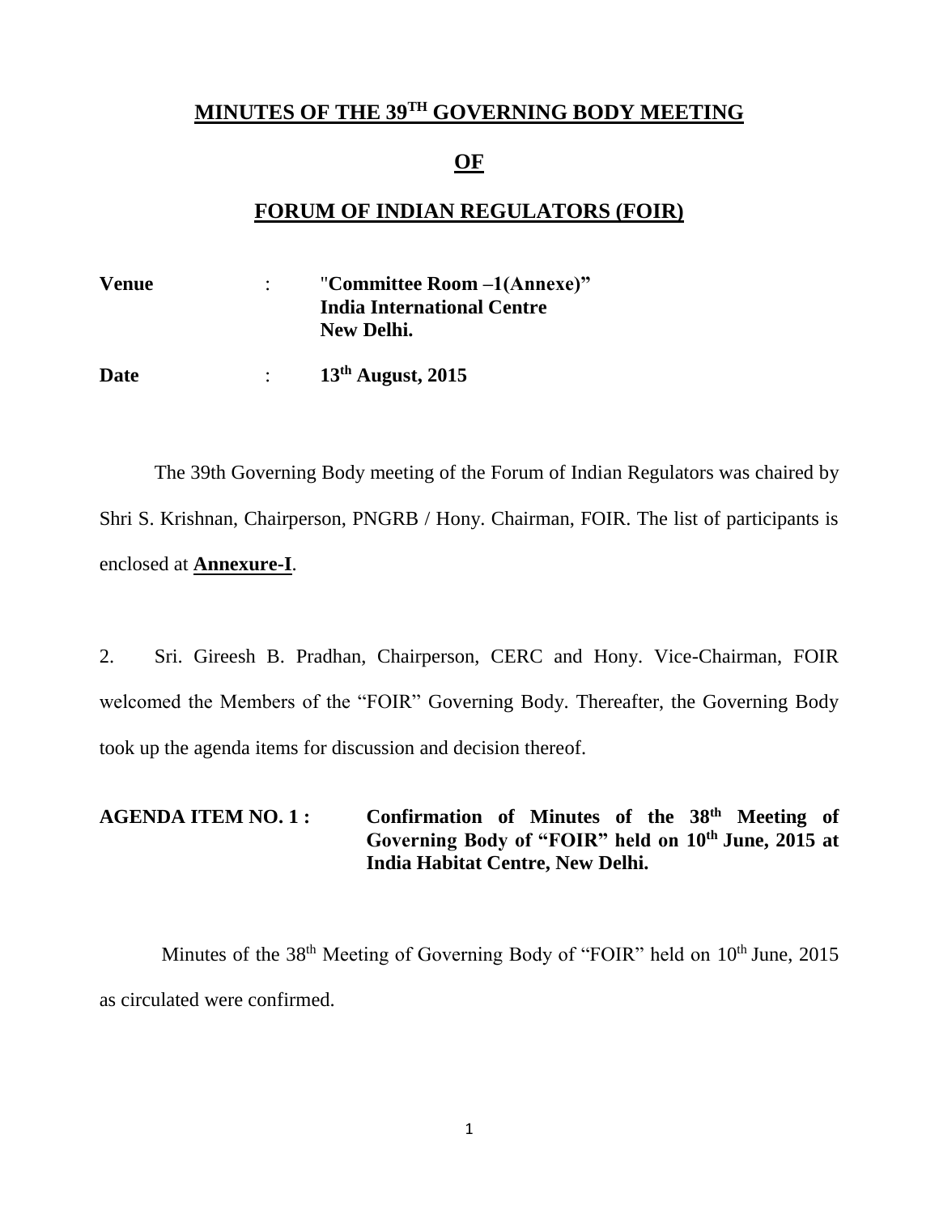# MINUTES OF THE 39TH GOVERNING BODY MEETING

# OF

# FORUM OF INDIAN REGULATORS (FOIR)

**Venue** : "**Committee Room –1(Annexe)"**
**India International Centre**
**New Delhi.**

**Date** : **13th August, 2015**

The 39th Governing Body meeting of the Forum of Indian Regulators was chaired by Shri S. Krishnan, Chairperson, PNGRB / Hony. Chairman, FOIR. The list of participants is enclosed at **Annexure-I**.

2. Sri. Gireesh B. Pradhan, Chairperson, CERC and Hony. Vice-Chairman, FOIR welcomed the Members of the "FOIR" Governing Body. Thereafter, the Governing Body took up the agenda items for discussion and decision thereof.

**AGENDA ITEM NO. 1 : Confirmation of Minutes of the 38th Meeting of Governing Body of "FOIR" held on 10th June, 2015 at India Habitat Centre, New Delhi.**

Minutes of the 38th Meeting of Governing Body of "FOIR" held on 10th June, 2015 as circulated were confirmed.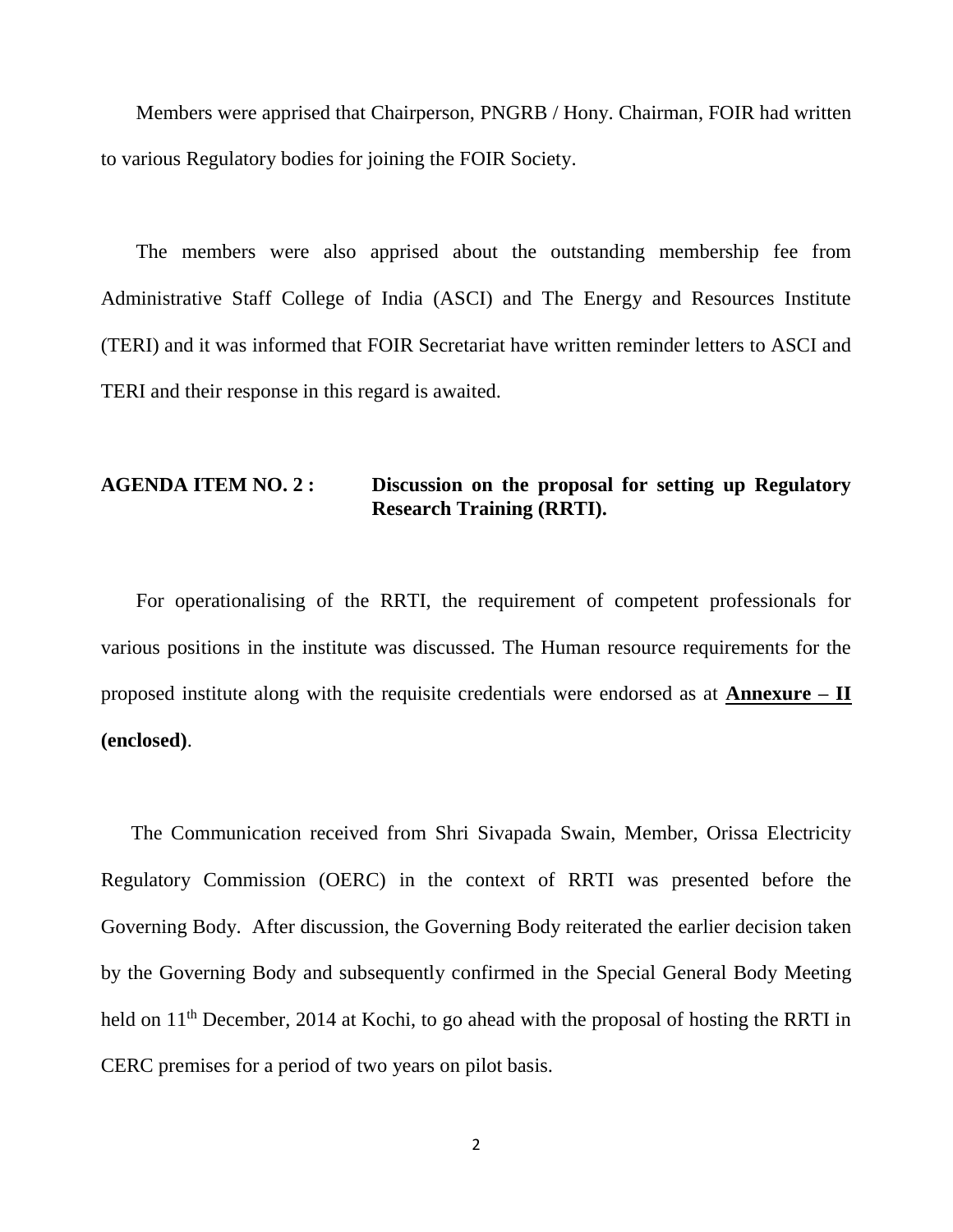Members were apprised that Chairperson, PNGRB / Hony. Chairman, FOIR had written to various Regulatory bodies for joining the FOIR Society.

The members were also apprised about the outstanding membership fee from Administrative Staff College of India (ASCI) and The Energy and Resources Institute (TERI) and it was informed that FOIR Secretariat have written reminder letters to ASCI and TERI and their response in this regard is awaited.

**AGENDA ITEM NO. 2 : Discussion on the proposal for setting up Regulatory Research Training (RRTI).**

For operationalising of the RRTI, the requirement of competent professionals for various positions in the institute was discussed. The Human resource requirements for the proposed institute along with the requisite credentials were endorsed as at **Annexure – II (enclosed)**.

The Communication received from Shri Sivapada Swain, Member, Orissa Electricity Regulatory Commission (OERC) in the context of RRTI was presented before the Governing Body. After discussion, the Governing Body reiterated the earlier decision taken by the Governing Body and subsequently confirmed in the Special General Body Meeting held on 11th December, 2014 at Kochi, to go ahead with the proposal of hosting the RRTI in CERC premises for a period of two years on pilot basis.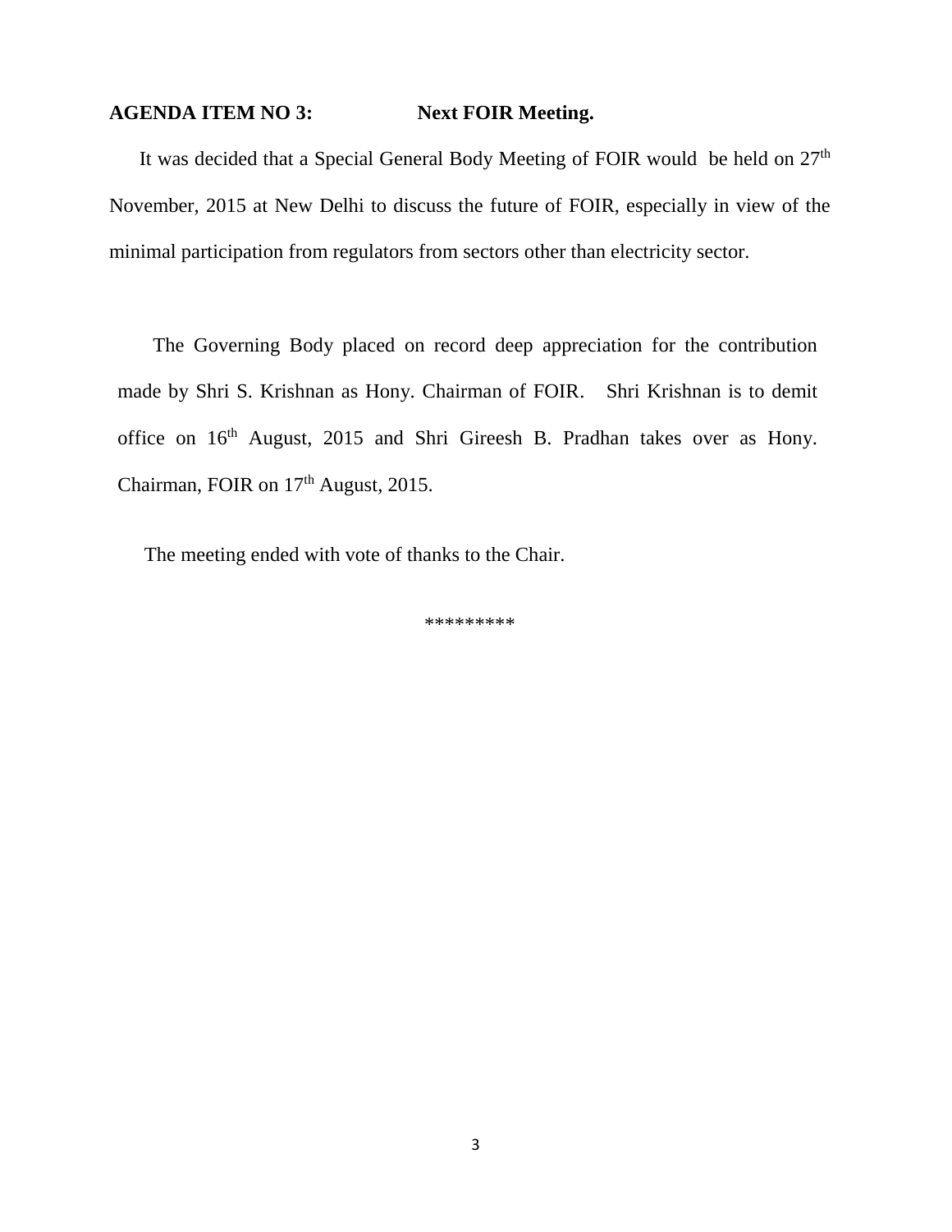**AGENDA ITEM NO 3: Next FOIR Meeting.**

It was decided that a Special General Body Meeting of FOIR would be held on 27th November, 2015 at New Delhi to discuss the future of FOIR, especially in view of the minimal participation from regulators from sectors other than electricity sector.

The Governing Body placed on record deep appreciation for the contribution made by Shri S. Krishnan as Hony. Chairman of FOIR. Shri Krishnan is to demit office on 16th August, 2015 and Shri Gireesh B. Pradhan takes over as Hony. Chairman, FOIR on 17th August, 2015.

The meeting ended with vote of thanks to the Chair.

*********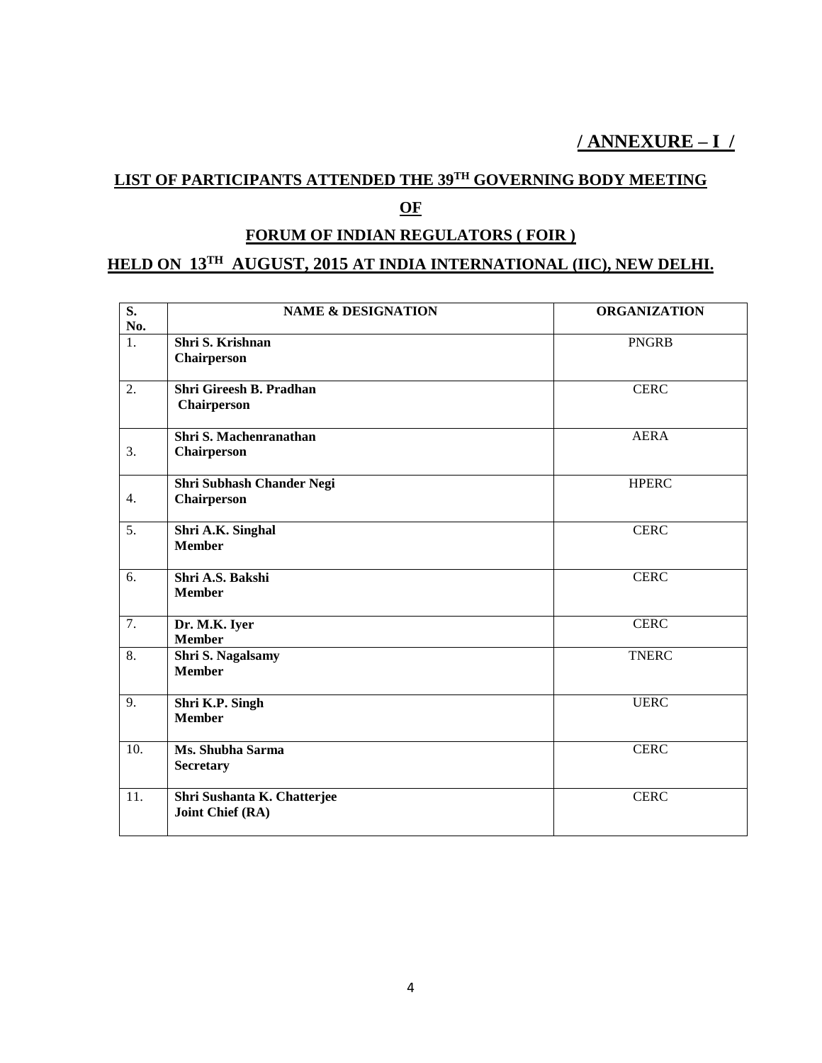**/ ANNEXURE – I /**

## LIST OF PARTICIPANTS ATTENDED THE 39TH GOVERNING BODY MEETING

## OF

## FORUM OF INDIAN REGULATORS ( FOIR )

## HELD ON 13TH AUGUST, 2015 AT INDIA INTERNATIONAL (IIC), NEW DELHI.

| S. No. | NAME & DESIGNATION | ORGANIZATION |
|---|---|---|
| 1. | **Shri S. Krishnan**<br>**Chairperson** | PNGRB |
| 2. | **Shri Gireesh B. Pradhan**<br>**Chairperson** | CERC |
| 3. | **Shri S. Machenranathan**<br>**Chairperson** | AERA |
| 4. | **Shri Subhash Chander Negi**<br>**Chairperson** | HPERC |
| 5. | **Shri A.K. Singhal**<br>**Member** | CERC |
| 6. | **Shri A.S. Bakshi**<br>**Member** | CERC |
| 7. | **Dr. M.K. Iyer**<br>**Member** | CERC |
| 8. | **Shri S. Nagalsamy**<br>**Member** | TNERC |
| 9. | **Shri K.P. Singh**<br>**Member** | UERC |
| 10. | **Ms. Shubha Sarma**<br>**Secretary** | CERC |
| 11. | **Shri Sushanta K. Chatterjee**<br>**Joint Chief (RA)** | CERC |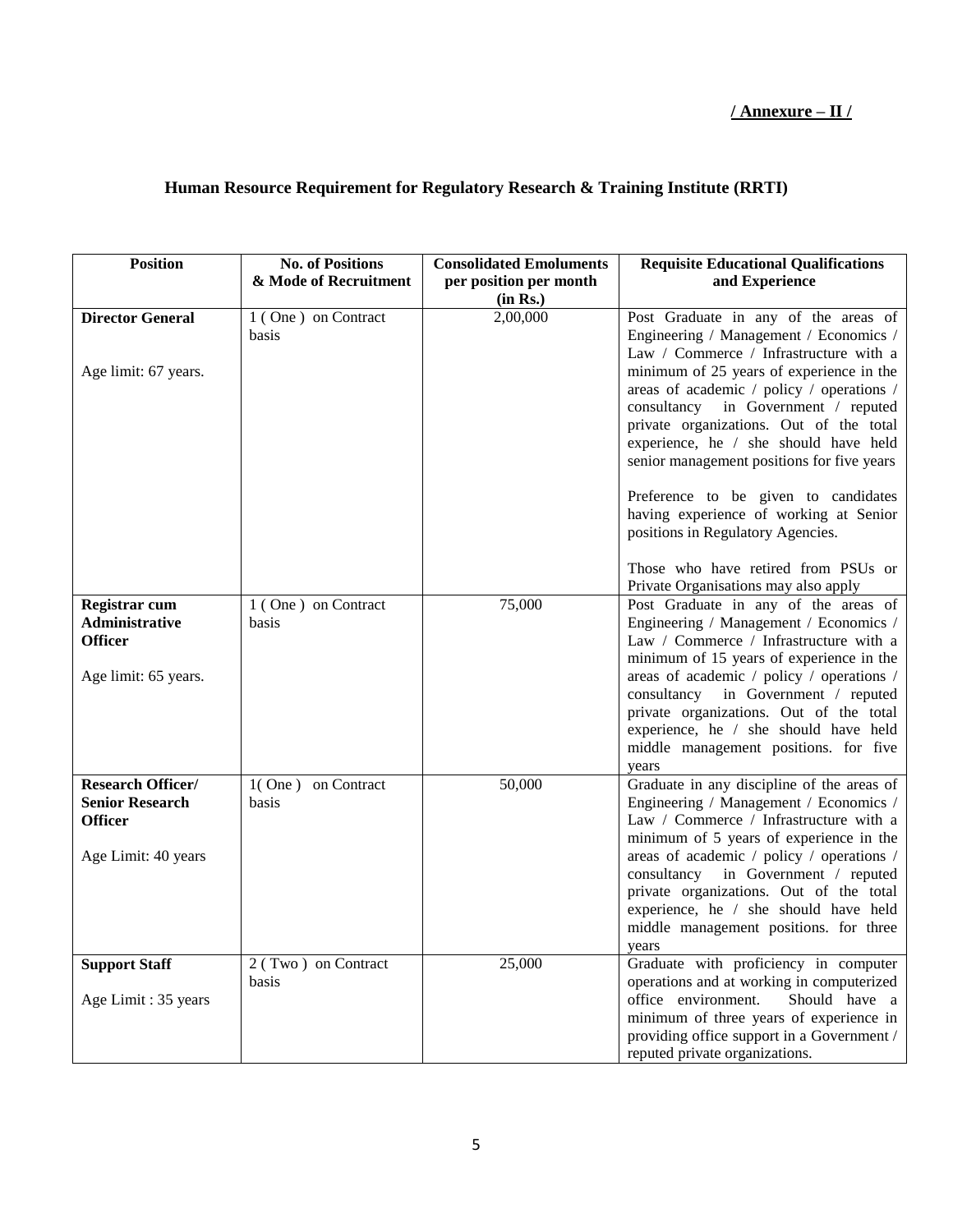**/ Annexure – II /**

# Human Resource Requirement for Regulatory Research & Training Institute (RRTI)

| Position | No. of Positions & Mode of Recruitment | Consolidated Emoluments per position per month (in Rs.) | Requisite Educational Qualifications and Experience |
|---|---|---|---|
| **Director General**<br><br>Age limit: 67 years. | 1 ( One ) on Contract basis | 2,00,000 | Post Graduate in any of the areas of Engineering / Management / Economics / Law / Commerce / Infrastructure with a minimum of 25 years of experience in the areas of academic / policy / operations / consultancy in Government / reputed private organizations. Out of the total experience, he / she should have held senior management positions for five years<br><br>Preference to be given to candidates having experience of working at Senior positions in Regulatory Agencies.<br><br>Those who have retired from PSUs or Private Organisations may also apply |
| **Registrar cum Administrative Officer**<br><br>Age limit: 65 years. | 1 ( One ) on Contract basis | 75,000 | Post Graduate in any of the areas of Engineering / Management / Economics / Law / Commerce / Infrastructure with a minimum of 15 years of experience in the areas of academic / policy / operations / consultancy in Government / reputed private organizations. Out of the total experience, he / she should have held middle management positions. for five years |
| **Research Officer/ Senior Research Officer**<br><br>Age Limit: 40 years | 1( One ) on Contract basis | 50,000 | Graduate in any discipline of the areas of Engineering / Management / Economics / Law / Commerce / Infrastructure with a minimum of 5 years of experience in the areas of academic / policy / operations / consultancy in Government / reputed private organizations. Out of the total experience, he / she should have held middle management positions. for three years |
| **Support Staff**<br><br>Age Limit : 35 years | 2 ( Two ) on Contract basis | 25,000 | Graduate with proficiency in computer operations and at working in computerized office environment. Should have a minimum of three years of experience in providing office support in a Government / reputed private organizations. |